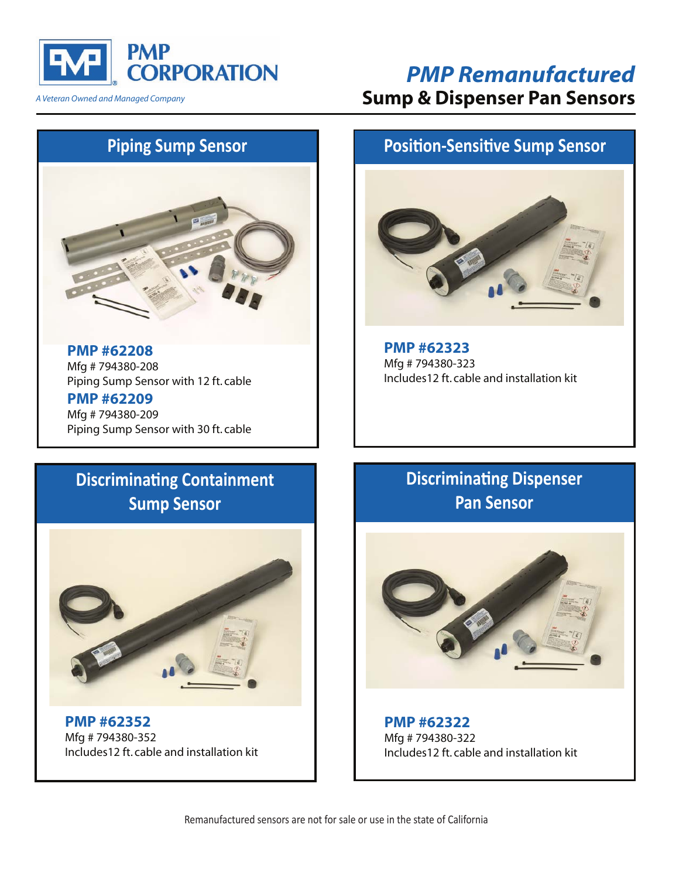**PMP CORPORATION**

*A Veteran Owned and Managed Company*

# *PMP Remanufactured*
# Sump & Dispenser Pan Sensors

## Piping Sump Sensor

**PMP #62208**
Mfg # 794380-208
Piping Sump Sensor with 12 ft. cable

**PMP #62209**
Mfg # 794380-209
Piping Sump Sensor with 30 ft. cable

## Position-Sensitive Sump Sensor

**PMP #62323**
Mfg # 794380-323
Includes12 ft. cable and installation kit

## Discriminating Containment Sump Sensor

**PMP #62352**
Mfg # 794380-352
Includes12 ft. cable and installation kit

## Discriminating Dispenser Pan Sensor

**PMP #62322**
Mfg # 794380-322
Includes12 ft. cable and installation kit

Remanufactured sensors are not for sale or use in the state of California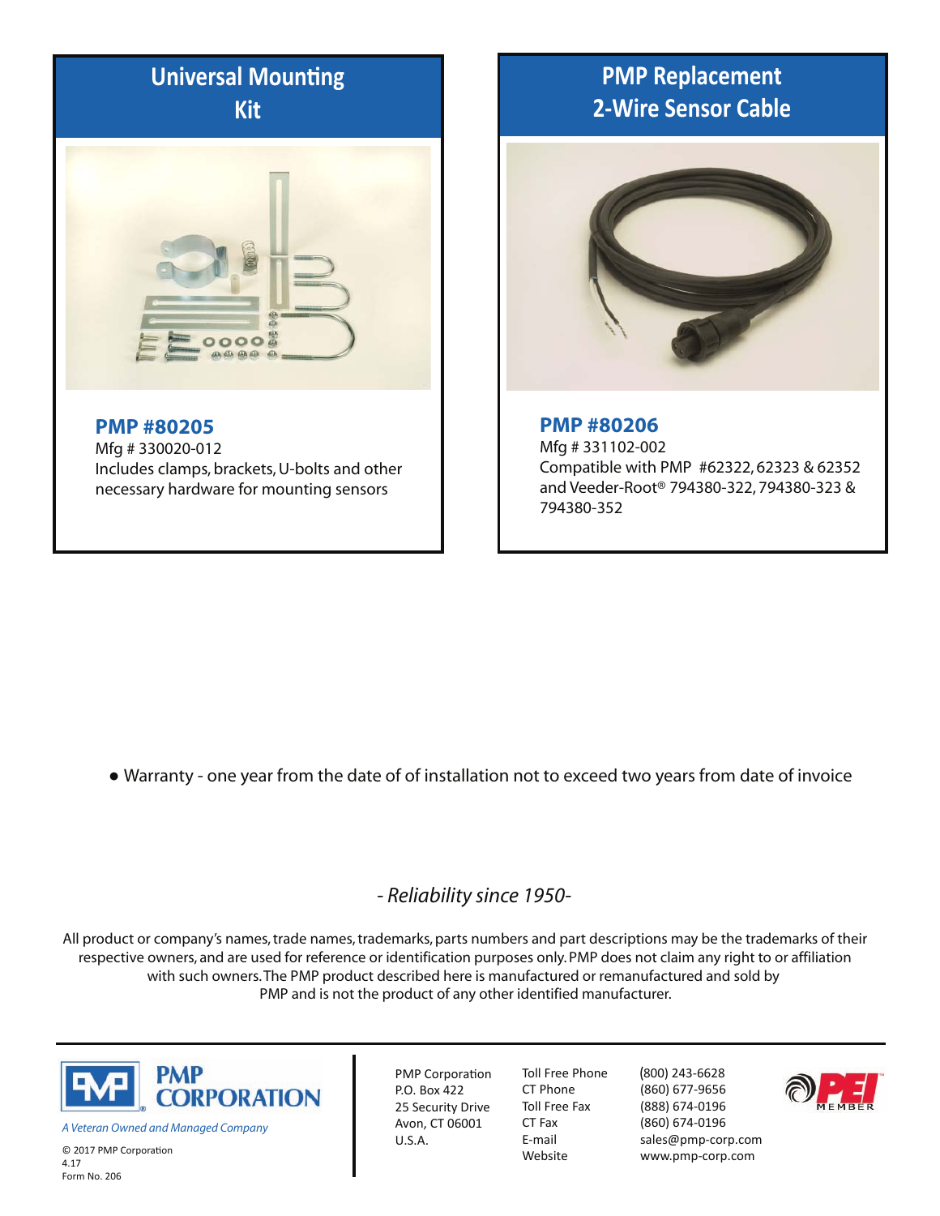## Universal Mounting Kit

**PMP #80205**

Mfg # 330020-012

Includes clamps, brackets, U-bolts and other necessary hardware for mounting sensors

## PMP Replacement 2-Wire Sensor Cable

**PMP #80206**

Mfg # 331102-002

Compatible with PMP #62322, 62323 & 62352 and Veeder-Root® 794380-322, 794380-323 & 794380-352

- Warranty - one year from the date of of installation not to exceed two years from date of invoice

*- Reliability since 1950-*

All product or company's names, trade names, trademarks, parts numbers and part descriptions may be the trademarks of their respective owners, and are used for reference or identification purposes only. PMP does not claim any right to or affiliation with such owners. The PMP product described here is manufactured or remanufactured and sold by PMP and is not the product of any other identified manufacturer.

PMP CORPORATION

*A Veteran Owned and Managed Company*

© 2017 PMP Corporation
4.17
Form No. 206

PMP Corporation
P.O. Box 422
25 Security Drive
Avon, CT 06001
U.S.A.

| | |
|---|---|
| Toll Free Phone | (800) 243-6628 |
| CT Phone | (860) 677-9656 |
| Toll Free Fax | (888) 674-0196 |
| CT Fax | (860) 674-0196 |
| E-mail | sales@pmp-corp.com |
| Website | www.pmp-corp.com |

PEI MEMBER